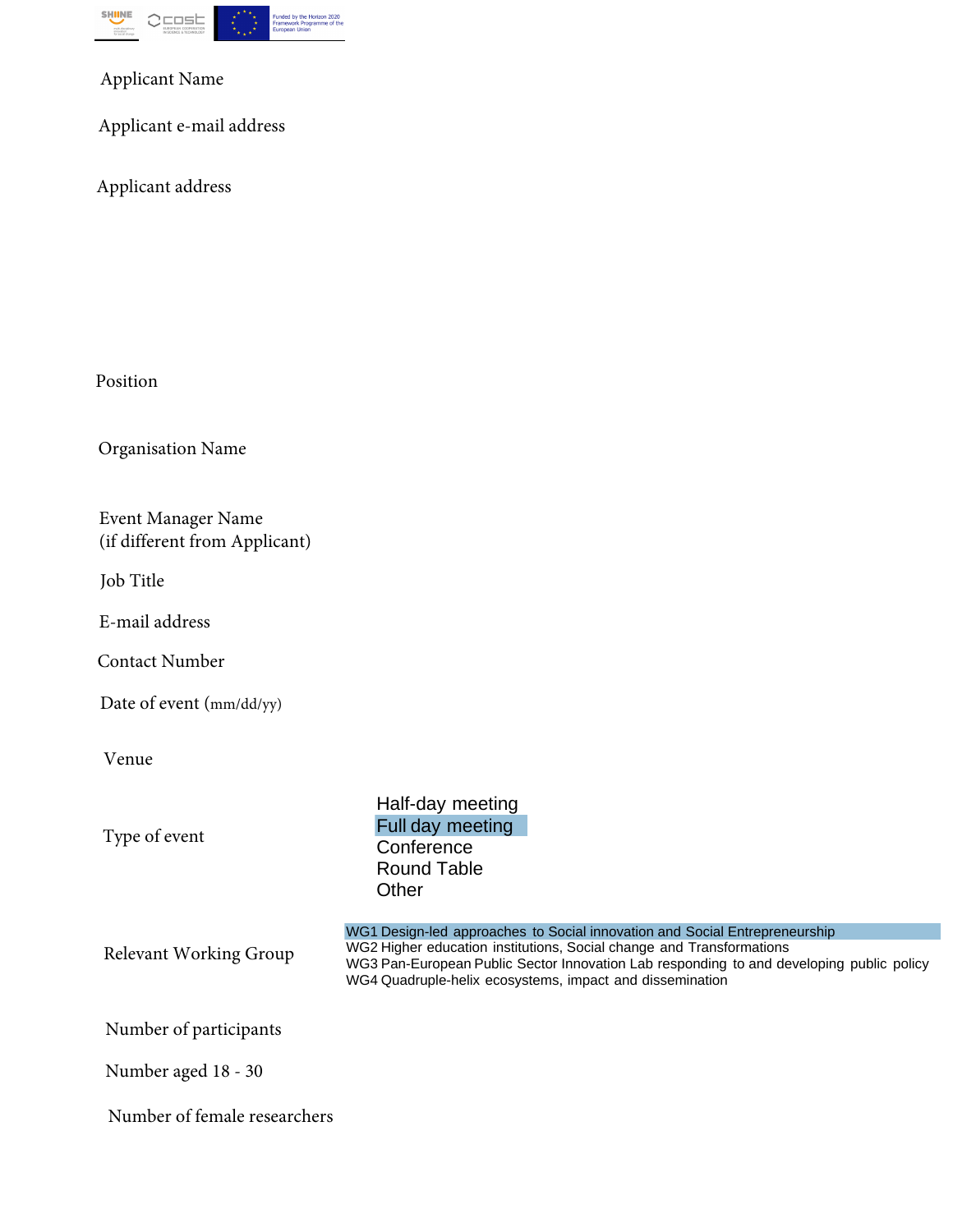Applicant Name

Applicant e-mail address

Applicant address

Position

Organisation Name

Event Manager Name
(if different from Applicant)

Job Title

E-mail address

Contact Number

Date of event (mm/dd/yy)

Venue

Type of event

- Half-day meeting
- Full day meeting
- Conference
- Round Table
- Other

Relevant Working Group

- WG1 Design-led approaches to Social innovation and Social Entrepreneurship
- WG2 Higher education institutions, Social change and Transformations
- WG3 Pan-European Public Sector Innovation Lab responding to and developing public policy
- WG4 Quadruple-helix ecosystems, impact and dissemination

Number of participants

Number aged 18 - 30

Number of female researchers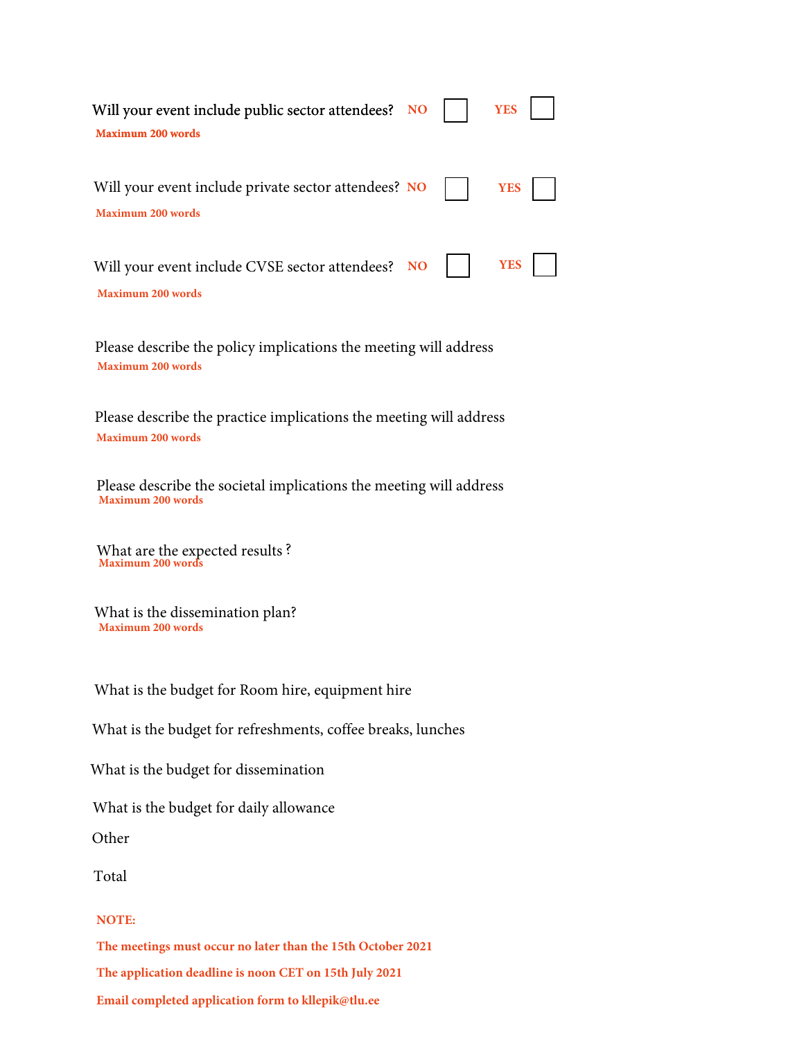Will your event include public sector attendees? **NO** ☐ **YES** ☐

**Maximum 200 words**

Will your event include private sector attendees? **NO** ☐ **YES** ☐

**Maximum 200 words**

Will your event include CVSE sector attendees? **NO** ☐ **YES** ☐

**Maximum 200 words**

Please describe the policy implications the meeting will address

**Maximum 200 words**

Please describe the practice implications the meeting will address

**Maximum 200 words**

Please describe the societal implications the meeting will address

**Maximum 200 words**

What are the expected results ?

**Maximum 200 words**

What is the dissemination plan?

**Maximum 200 words**

What is the budget for Room hire, equipment hire

What is the budget for refreshments, coffee breaks, lunches

What is the budget for dissemination

What is the budget for daily allowance

Other

Total

**NOTE:**

**The meetings must occur no later than the 15th October 2021**

**The application deadline is noon CET on 15th July 2021**

**Email completed application form to kllepik@tlu.ee**